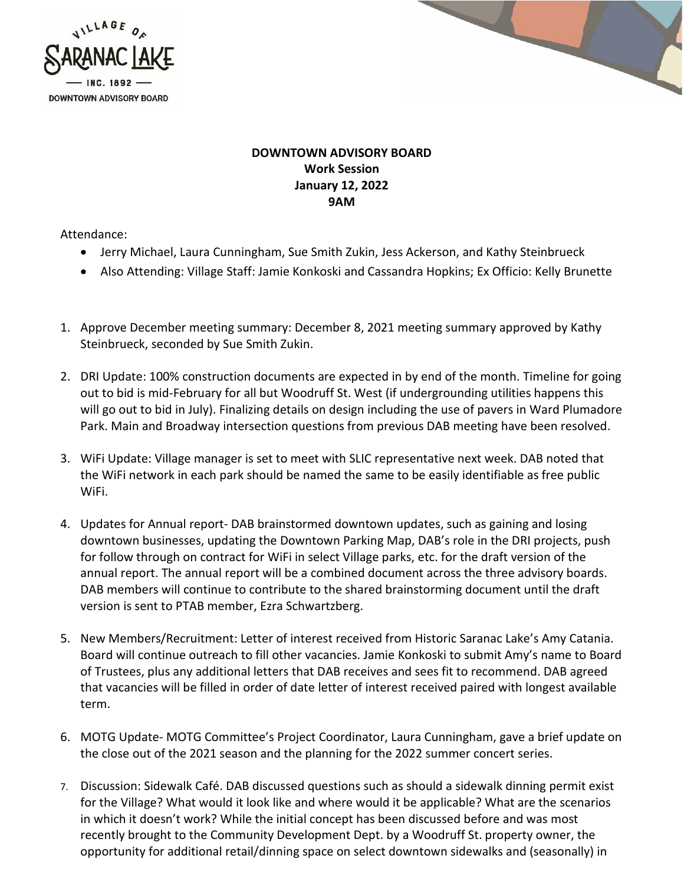VILLAGE OF SARANAC LAKE — INC. 1892 — DOWNTOWN ADVISORY BOARD

**DOWNTOWN ADVISORY BOARD**
**Work Session**
**January 12, 2022**
**9AM**

Attendance:

- Jerry Michael, Laura Cunningham, Sue Smith Zukin, Jess Ackerson, and Kathy Steinbrueck
- Also Attending: Village Staff: Jamie Konkoski and Cassandra Hopkins; Ex Officio: Kelly Brunette

1. Approve December meeting summary: December 8, 2021 meeting summary approved by Kathy Steinbrueck, seconded by Sue Smith Zukin.

2. DRI Update: 100% construction documents are expected in by end of the month. Timeline for going out to bid is mid-February for all but Woodruff St. West (if undergrounding utilities happens this will go out to bid in July). Finalizing details on design including the use of pavers in Ward Plumadore Park. Main and Broadway intersection questions from previous DAB meeting have been resolved.

3. WiFi Update: Village manager is set to meet with SLIC representative next week. DAB noted that the WiFi network in each park should be named the same to be easily identifiable as free public WiFi.

4. Updates for Annual report- DAB brainstormed downtown updates, such as gaining and losing downtown businesses, updating the Downtown Parking Map, DAB's role in the DRI projects, push for follow through on contract for WiFi in select Village parks, etc. for the draft version of the annual report. The annual report will be a combined document across the three advisory boards. DAB members will continue to contribute to the shared brainstorming document until the draft version is sent to PTAB member, Ezra Schwartzberg.

5. New Members/Recruitment: Letter of interest received from Historic Saranac Lake's Amy Catania. Board will continue outreach to fill other vacancies. Jamie Konkoski to submit Amy's name to Board of Trustees, plus any additional letters that DAB receives and sees fit to recommend. DAB agreed that vacancies will be filled in order of date letter of interest received paired with longest available term.

6. MOTG Update- MOTG Committee's Project Coordinator, Laura Cunningham, gave a brief update on the close out of the 2021 season and the planning for the 2022 summer concert series.

7. Discussion: Sidewalk Café. DAB discussed questions such as should a sidewalk dinning permit exist for the Village? What would it look like and where would it be applicable? What are the scenarios in which it doesn't work? While the initial concept has been discussed before and was most recently brought to the Community Development Dept. by a Woodruff St. property owner, the opportunity for additional retail/dinning space on select downtown sidewalks and (seasonally) in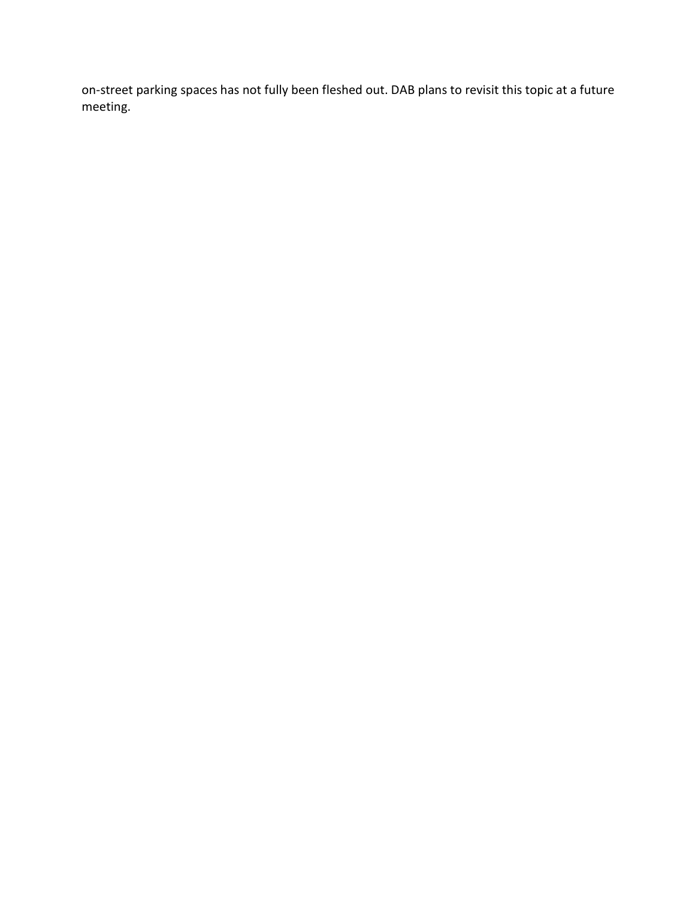on-street parking spaces has not fully been fleshed out. DAB plans to revisit this topic at a future meeting.